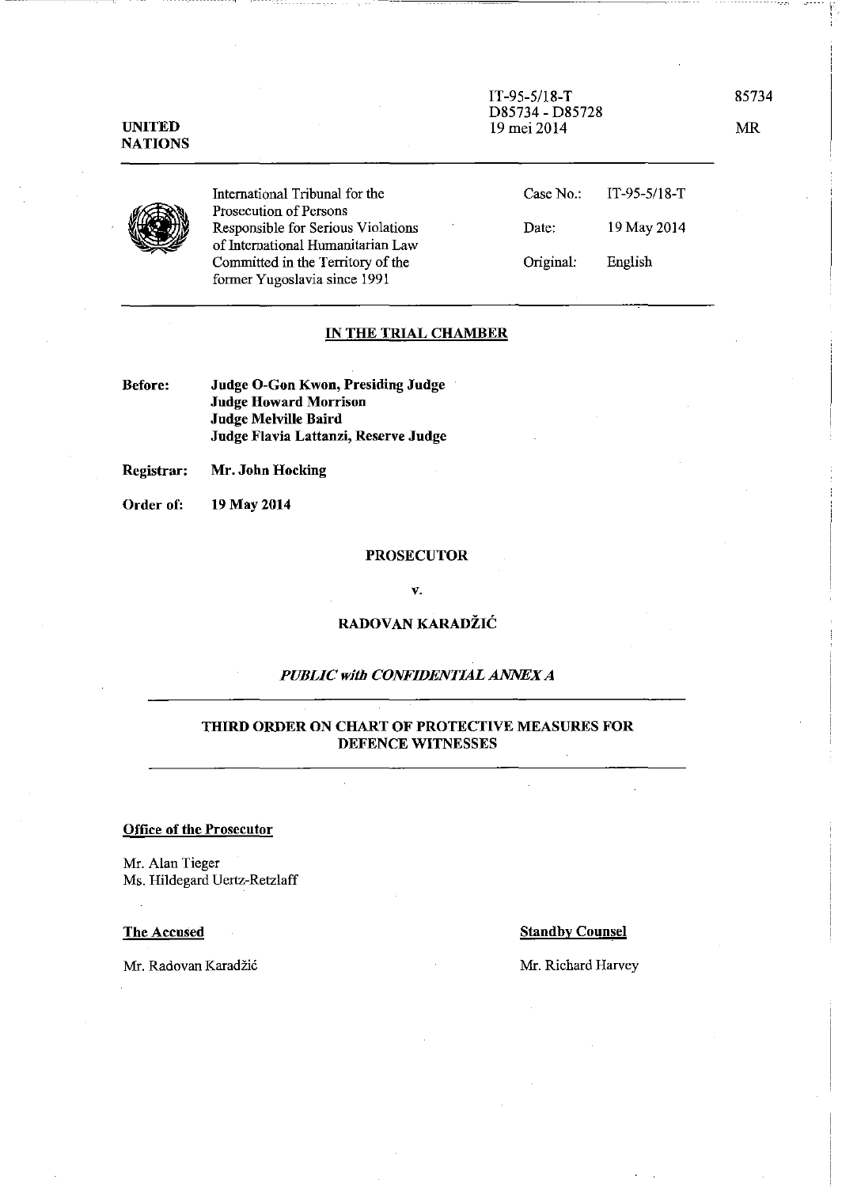IT-95-5/18-T
D85734 - D85728
19 mei 2014

85734

MR

UNITED NATIONS

International Tribunal for the Prosecution of Persons Responsible for Serious Violations of International Humanitarian Law Committed in the Territory of the former Yugoslavia since 1991

| | |
|---|---|
| Case No.: | IT-95-5/18-T |
| Date: | 19 May 2014 |
| Original: | English |

## IN THE TRIAL CHAMBER

**Before:** **Judge O-Gon Kwon, Presiding Judge**
**Judge Howard Morrison**
**Judge Melville Baird**
**Judge Flavia Lattanzi, Reserve Judge**

**Registrar:** **Mr. John Hocking**

**Order of:** **19 May 2014**

**PROSECUTOR**

**v.**

**RADOVAN KARADŽIĆ**

*PUBLIC with CONFIDENTIAL ANNEX A*

## THIRD ORDER ON CHART OF PROTECTIVE MEASURES FOR DEFENCE WITNESSES

**Office of the Prosecutor**

Mr. Alan Tieger
Ms. Hildegard Uertz-Retzlaff

**The Accused**

Mr. Radovan Karadžić

**Standby Counsel**

Mr. Richard Harvey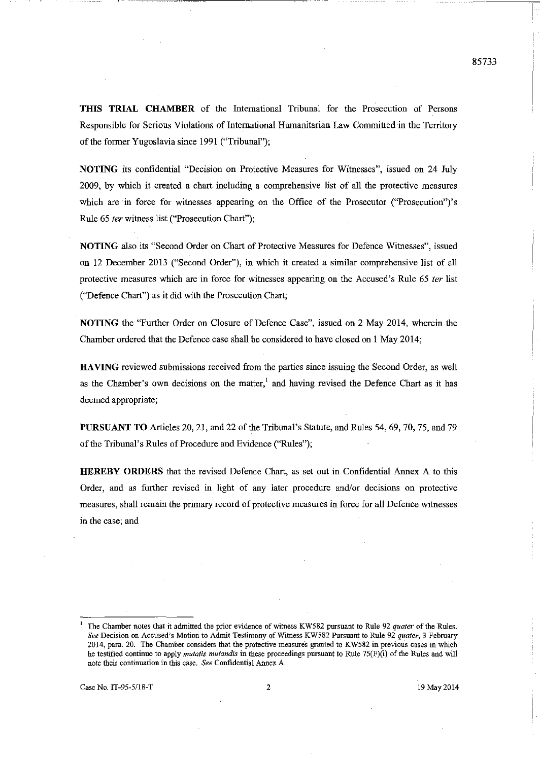**THIS TRIAL CHAMBER** of the International Tribunal for the Prosecution of Persons Responsible for Serious Violations of International Humanitarian Law Committed in the Territory of the former Yugoslavia since 1991 ("Tribunal");

**NOTING** its confidential "Decision on Protective Measures for Witnesses", issued on 24 July 2009, by which it created a chart including a comprehensive list of all the protective measures which are in force for witnesses appearing on the Office of the Prosecutor ("Prosecution")'s Rule 65 *ter* witness list ("Prosecution Chart");

**NOTING** also its "Second Order on Chart of Protective Measures for Defence Witnesses", issued on 12 December 2013 ("Second Order"), in which it created a similar comprehensive list of all protective measures which are in force for witnesses appearing on the Accused's Rule 65 *ter* list ("Defence Chart") as it did with the Prosecution Chart;

**NOTING** the "Further Order on Closure of Defence Case", issued on 2 May 2014, wherein the Chamber ordered that the Defence case shall be considered to have closed on 1 May 2014;

**HAVING** reviewed submissions received from the parties since issuing the Second Order, as well as the Chamber's own decisions on the matter,[1] and having revised the Defence Chart as it has deemed appropriate;

**PURSUANT TO** Articles 20, 21, and 22 of the Tribunal's Statute, and Rules 54, 69, 70, 75, and 79 of the Tribunal's Rules of Procedure and Evidence ("Rules");

**HEREBY ORDERS** that the revised Defence Chart, as set out in Confidential Annex A to this Order, and as further revised in light of any later procedure and/or decisions on protective measures, shall remain the primary record of protective measures in force for all Defence witnesses in the case; and

[1] The Chamber notes that it admitted the prior evidence of witness KW582 pursuant to Rule 92 *quater* of the Rules. *See* Decision on Accused's Motion to Admit Testimony of Witness KW582 Pursuant to Rule 92 *quater*, 3 February 2014, para. 20. The Chamber considers that the protective measures granted to KW582 in previous cases in which he testified continue to apply *mutatis mutandis* in these proceedings pursuant to Rule 75(F)(i) of the Rules and will note their continuation in this case. *See* Confidential Annex A.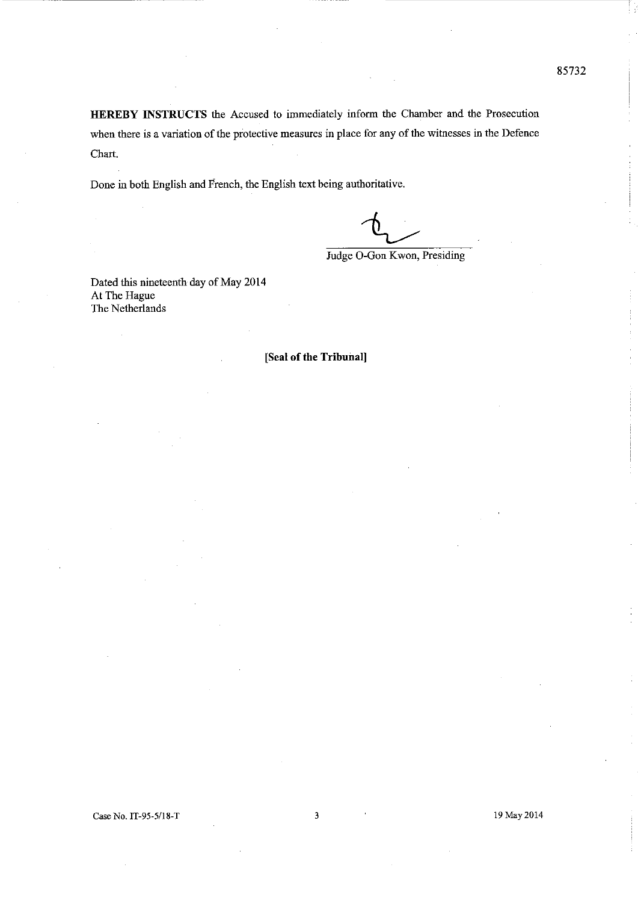**HEREBY INSTRUCTS** the Accused to immediately inform the Chamber and the Prosecution when there is a variation of the protective measures in place for any of the witnesses in the Defence Chart.

Done in both English and French, the English text being authoritative.

Judge O-Gon Kwon, Presiding

Dated this nineteenth day of May 2014
At The Hague
The Netherlands

**[Seal of the Tribunal]**